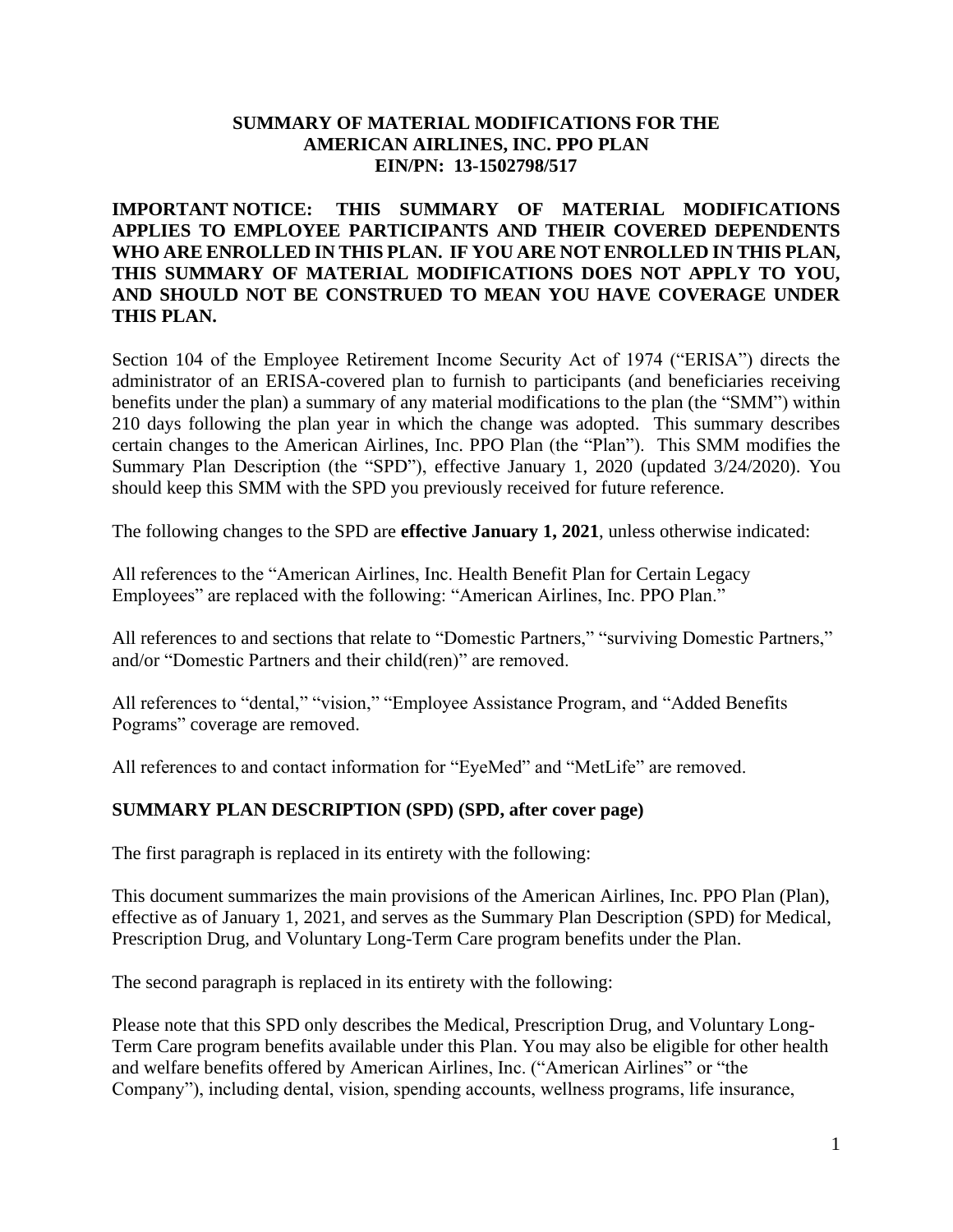**SUMMARY OF MATERIAL MODIFICATIONS FOR THE AMERICAN AIRLINES, INC. PPO PLAN**
**EIN/PN: 13-1502798/517**

**IMPORTANT NOTICE: THIS SUMMARY OF MATERIAL MODIFICATIONS APPLIES TO EMPLOYEE PARTICIPANTS AND THEIR COVERED DEPENDENTS WHO ARE ENROLLED IN THIS PLAN. IF YOU ARE NOT ENROLLED IN THIS PLAN, THIS SUMMARY OF MATERIAL MODIFICATIONS DOES NOT APPLY TO YOU, AND SHOULD NOT BE CONSTRUED TO MEAN YOU HAVE COVERAGE UNDER THIS PLAN.**

Section 104 of the Employee Retirement Income Security Act of 1974 ("ERISA") directs the administrator of an ERISA-covered plan to furnish to participants (and beneficiaries receiving benefits under the plan) a summary of any material modifications to the plan (the "SMM") within 210 days following the plan year in which the change was adopted. This summary describes certain changes to the American Airlines, Inc. PPO Plan (the "Plan"). This SMM modifies the Summary Plan Description (the "SPD"), effective January 1, 2020 (updated 3/24/2020). You should keep this SMM with the SPD you previously received for future reference.

The following changes to the SPD are **effective January 1, 2021**, unless otherwise indicated:

All references to the "American Airlines, Inc. Health Benefit Plan for Certain Legacy Employees" are replaced with the following: "American Airlines, Inc. PPO Plan."

All references to and sections that relate to "Domestic Partners," "surviving Domestic Partners," and/or "Domestic Partners and their child(ren)" are removed.

All references to "dental," "vision," "Employee Assistance Program, and "Added Benefits Pograms" coverage are removed.

All references to and contact information for "EyeMed" and "MetLife" are removed.

## SUMMARY PLAN DESCRIPTION (SPD) (SPD, after cover page)

The first paragraph is replaced in its entirety with the following:

This document summarizes the main provisions of the American Airlines, Inc. PPO Plan (Plan), effective as of January 1, 2021, and serves as the Summary Plan Description (SPD) for Medical, Prescription Drug, and Voluntary Long-Term Care program benefits under the Plan.

The second paragraph is replaced in its entirety with the following:

Please note that this SPD only describes the Medical, Prescription Drug, and Voluntary Long-Term Care program benefits available under this Plan. You may also be eligible for other health and welfare benefits offered by American Airlines, Inc. ("American Airlines" or "the Company"), including dental, vision, spending accounts, wellness programs, life insurance,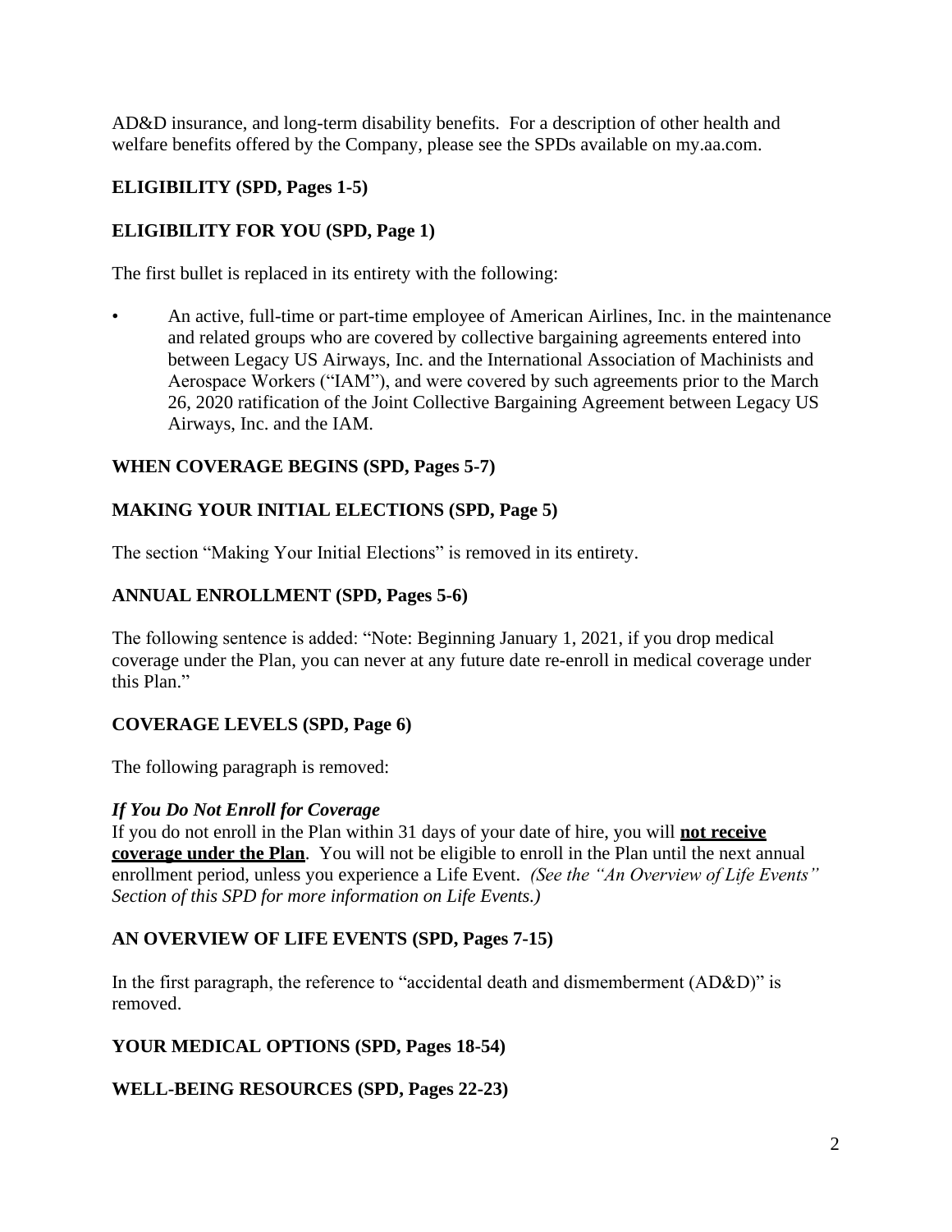AD&D insurance, and long-term disability benefits. For a description of other health and welfare benefits offered by the Company, please see the SPDs available on my.aa.com.

## ELIGIBILITY (SPD, Pages 1-5)

### ELIGIBILITY FOR YOU (SPD, Page 1)

The first bullet is replaced in its entirety with the following:

- An active, full-time or part-time employee of American Airlines, Inc. in the maintenance and related groups who are covered by collective bargaining agreements entered into between Legacy US Airways, Inc. and the International Association of Machinists and Aerospace Workers ("IAM"), and were covered by such agreements prior to the March 26, 2020 ratification of the Joint Collective Bargaining Agreement between Legacy US Airways, Inc. and the IAM.

## WHEN COVERAGE BEGINS (SPD, Pages 5-7)

### MAKING YOUR INITIAL ELECTIONS (SPD, Page 5)

The section "Making Your Initial Elections" is removed in its entirety.

### ANNUAL ENROLLMENT (SPD, Pages 5-6)

The following sentence is added: "Note: Beginning January 1, 2021, if you drop medical coverage under the Plan, you can never at any future date re-enroll in medical coverage under this Plan."

### COVERAGE LEVELS (SPD, Page 6)

The following paragraph is removed:

***If You Do Not Enroll for Coverage***
If you do not enroll in the Plan within 31 days of your date of hire, you will <u>**not receive coverage under the Plan**</u>. You will not be eligible to enroll in the Plan until the next annual enrollment period, unless you experience a Life Event. *(See the "An Overview of Life Events" Section of this SPD for more information on Life Events.)*

## AN OVERVIEW OF LIFE EVENTS (SPD, Pages 7-15)

In the first paragraph, the reference to "accidental death and dismemberment (AD&D)" is removed.

## YOUR MEDICAL OPTIONS (SPD, Pages 18-54)

### WELL-BEING RESOURCES (SPD, Pages 22-23)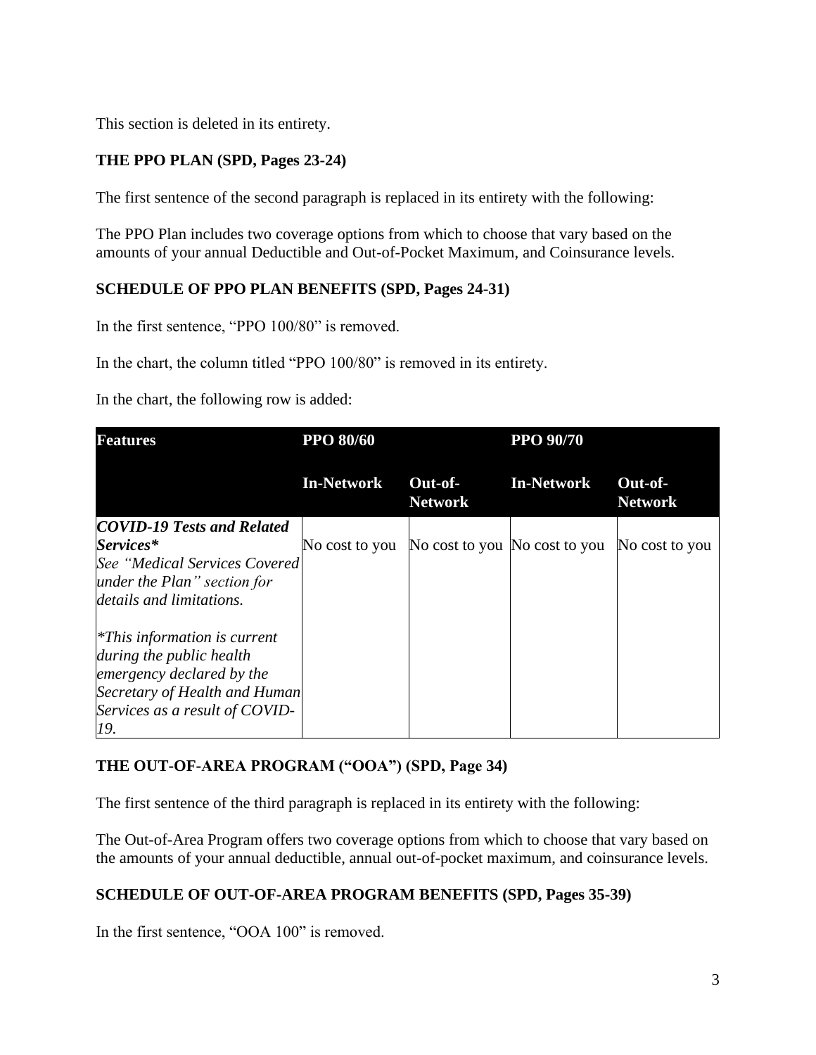This section is deleted in its entirety.

**THE PPO PLAN (SPD, Pages 23-24)**

The first sentence of the second paragraph is replaced in its entirety with the following:

The PPO Plan includes two coverage options from which to choose that vary based on the amounts of your annual Deductible and Out-of-Pocket Maximum, and Coinsurance levels.

**SCHEDULE OF PPO PLAN BENEFITS (SPD, Pages 24-31)**

In the first sentence, "PPO 100/80" is removed.

In the chart, the column titled "PPO 100/80" is removed in its entirety.

In the chart, the following row is added:

| **Features** | **PPO 80/60** | | **PPO 90/70** | |
|---|---|---|---|---|
| | **In-Network** | **Out-of-Network** | **In-Network** | **Out-of-Network** |
| ***COVID-19 Tests and Related Services**** *See "Medical Services Covered under the Plan" section for details and limitations.* <br><br> **This information is current during the public health emergency declared by the Secretary of Health and Human Services as a result of COVID-19.* | No cost to you | No cost to you | No cost to you | No cost to you |

**THE OUT-OF-AREA PROGRAM ("OOA") (SPD, Page 34)**

The first sentence of the third paragraph is replaced in its entirety with the following:

The Out-of-Area Program offers two coverage options from which to choose that vary based on the amounts of your annual deductible, annual out-of-pocket maximum, and coinsurance levels.

**SCHEDULE OF OUT-OF-AREA PROGRAM BENEFITS (SPD, Pages 35-39)**

In the first sentence, "OOA 100" is removed.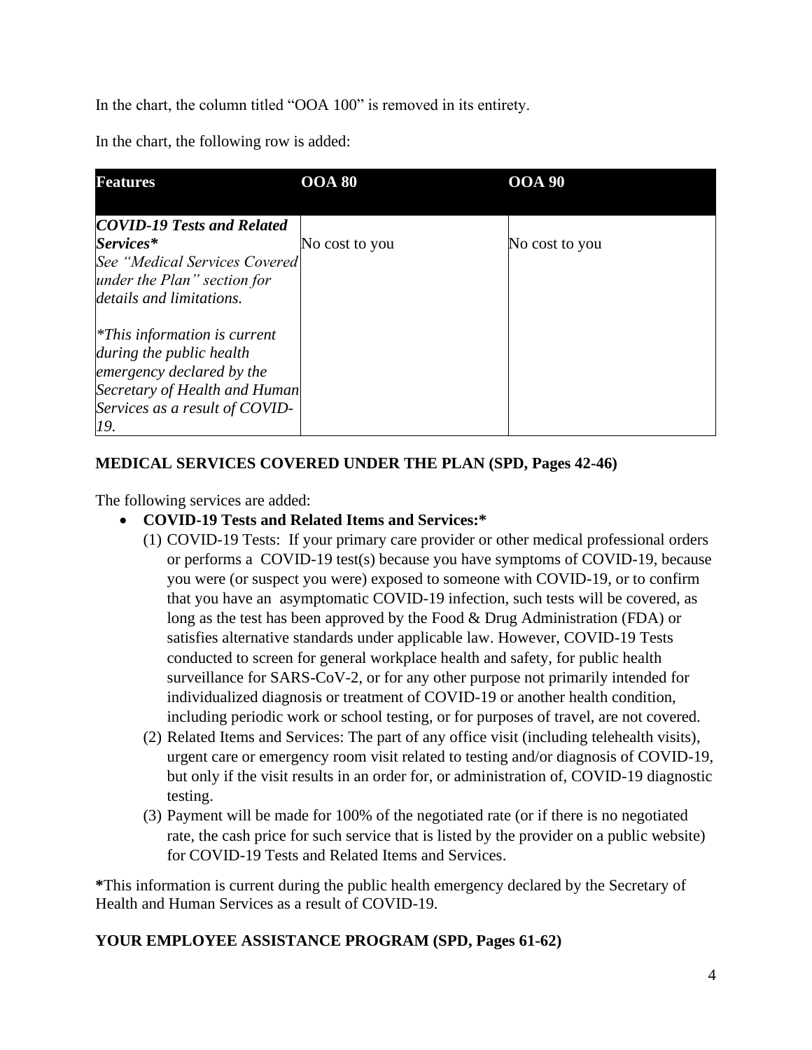In the chart, the column titled "OOA 100" is removed in its entirety.

In the chart, the following row is added:

| Features | OOA 80 | OOA 90 |
| --- | --- | --- |
| ***COVID-19 Tests and Related Services**** <br> *See "Medical Services Covered under the Plan" section for details and limitations.* <br><br> **This information is current during the public health emergency declared by the Secretary of Health and Human Services as a result of COVID-19.* | No cost to you | No cost to you |

**MEDICAL SERVICES COVERED UNDER THE PLAN (SPD, Pages 42-46)**

The following services are added:

- **COVID-19 Tests and Related Items and Services:***
  1. COVID-19 Tests: If your primary care provider or other medical professional orders or performs a COVID-19 test(s) because you have symptoms of COVID-19, because you were (or suspect you were) exposed to someone with COVID-19, or to confirm that you have an asymptomatic COVID-19 infection, such tests will be covered, as long as the test has been approved by the Food & Drug Administration (FDA) or satisfies alternative standards under applicable law. However, COVID-19 Tests conducted to screen for general workplace health and safety, for public health surveillance for SARS-CoV-2, or for any other purpose not primarily intended for individualized diagnosis or treatment of COVID-19 or another health condition, including periodic work or school testing, or for purposes of travel, are not covered.
  2. Related Items and Services: The part of any office visit (including telehealth visits), urgent care or emergency room visit related to testing and/or diagnosis of COVID-19, but only if the visit results in an order for, or administration of, COVID-19 diagnostic testing.
  3. Payment will be made for 100% of the negotiated rate (or if there is no negotiated rate, the cash price for such service that is listed by the provider on a public website) for COVID-19 Tests and Related Items and Services.

**\***This information is current during the public health emergency declared by the Secretary of Health and Human Services as a result of COVID-19.

**YOUR EMPLOYEE ASSISTANCE PROGRAM (SPD, Pages 61-62)**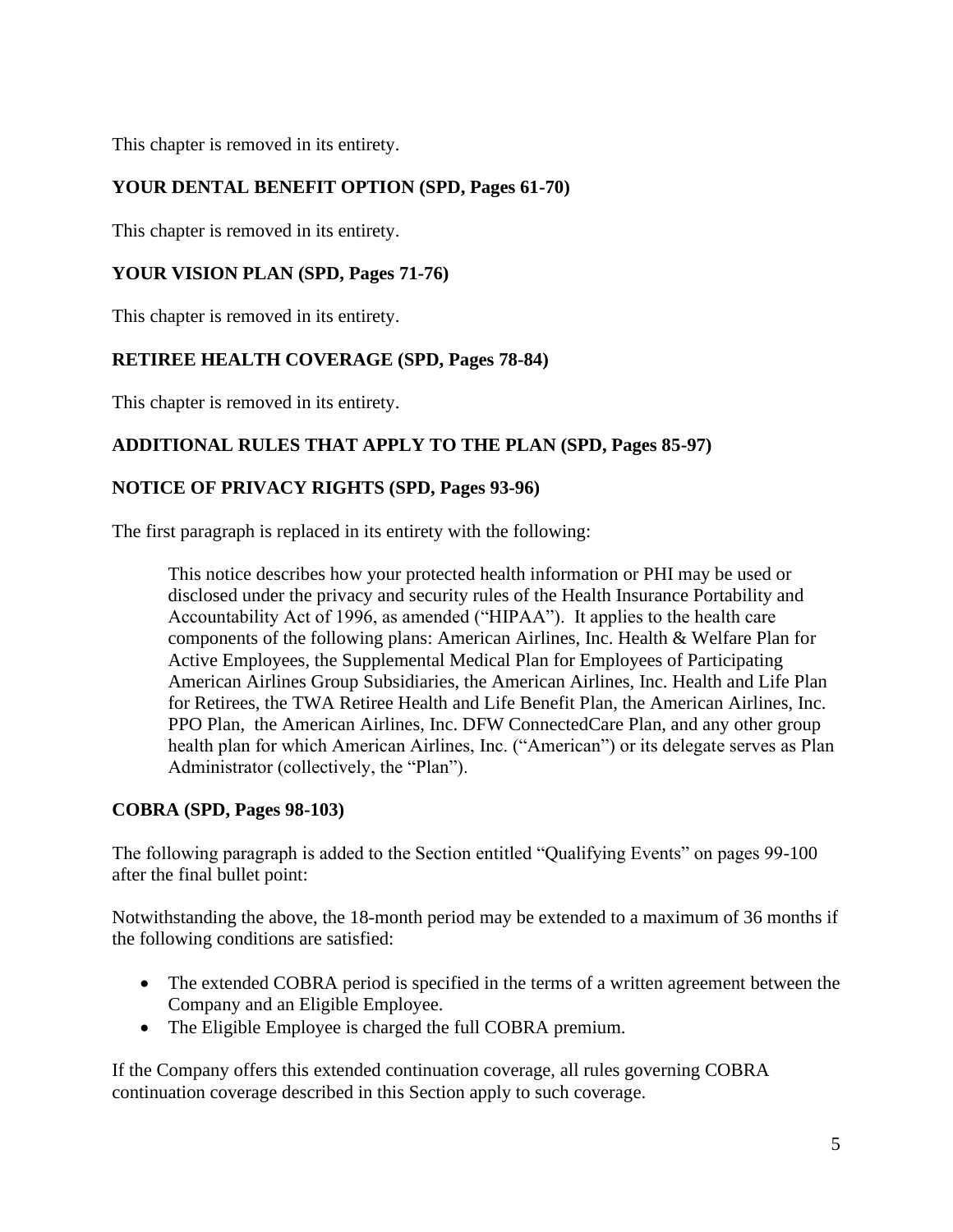This chapter is removed in its entirety.

**YOUR DENTAL BENEFIT OPTION (SPD, Pages 61-70)**

This chapter is removed in its entirety.

**YOUR VISION PLAN (SPD, Pages 71-76)**

This chapter is removed in its entirety.

**RETIREE HEALTH COVERAGE (SPD, Pages 78-84)**

This chapter is removed in its entirety.

**ADDITIONAL RULES THAT APPLY TO THE PLAN (SPD, Pages 85-97)**

**NOTICE OF PRIVACY RIGHTS (SPD, Pages 93-96)**

The first paragraph is replaced in its entirety with the following:

> This notice describes how your protected health information or PHI may be used or disclosed under the privacy and security rules of the Health Insurance Portability and Accountability Act of 1996, as amended ("HIPAA"). It applies to the health care components of the following plans: American Airlines, Inc. Health & Welfare Plan for Active Employees, the Supplemental Medical Plan for Employees of Participating American Airlines Group Subsidiaries, the American Airlines, Inc. Health and Life Plan for Retirees, the TWA Retiree Health and Life Benefit Plan, the American Airlines, Inc. PPO Plan, the American Airlines, Inc. DFW ConnectedCare Plan, and any other group health plan for which American Airlines, Inc. ("American") or its delegate serves as Plan Administrator (collectively, the "Plan").

**COBRA (SPD, Pages 98-103)**

The following paragraph is added to the Section entitled "Qualifying Events" on pages 99-100 after the final bullet point:

Notwithstanding the above, the 18-month period may be extended to a maximum of 36 months if the following conditions are satisfied:

- The extended COBRA period is specified in the terms of a written agreement between the Company and an Eligible Employee.
- The Eligible Employee is charged the full COBRA premium.

If the Company offers this extended continuation coverage, all rules governing COBRA continuation coverage described in this Section apply to such coverage.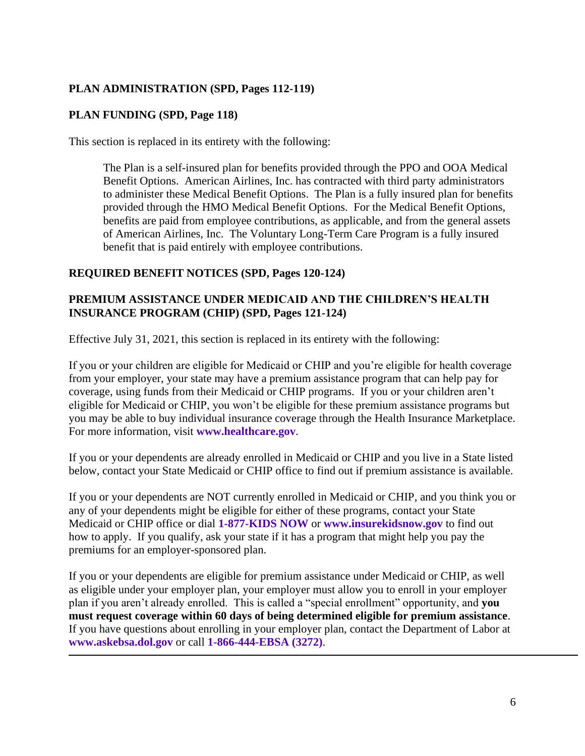## PLAN ADMINISTRATION (SPD, Pages 112-119)

### PLAN FUNDING (SPD, Page 118)

This section is replaced in its entirety with the following:

> The Plan is a self-insured plan for benefits provided through the PPO and OOA Medical Benefit Options. American Airlines, Inc. has contracted with third party administrators to administer these Medical Benefit Options. The Plan is a fully insured plan for benefits provided through the HMO Medical Benefit Options. For the Medical Benefit Options, benefits are paid from employee contributions, as applicable, and from the general assets of American Airlines, Inc. The Voluntary Long-Term Care Program is a fully insured benefit that is paid entirely with employee contributions.

## REQUIRED BENEFIT NOTICES (SPD, Pages 120-124)

### PREMIUM ASSISTANCE UNDER MEDICAID AND THE CHILDREN'S HEALTH INSURANCE PROGRAM (CHIP) (SPD, Pages 121-124)

Effective July 31, 2021, this section is replaced in its entirety with the following:

If you or your children are eligible for Medicaid or CHIP and you're eligible for health coverage from your employer, your state may have a premium assistance program that can help pay for coverage, using funds from their Medicaid or CHIP programs. If you or your children aren't eligible for Medicaid or CHIP, you won't be eligible for these premium assistance programs but you may be able to buy individual insurance coverage through the Health Insurance Marketplace. For more information, visit **www.healthcare.gov**.

If you or your dependents are already enrolled in Medicaid or CHIP and you live in a State listed below, contact your State Medicaid or CHIP office to find out if premium assistance is available.

If you or your dependents are NOT currently enrolled in Medicaid or CHIP, and you think you or any of your dependents might be eligible for either of these programs, contact your State Medicaid or CHIP office or dial **1-877-KIDS NOW** or **www.insurekidsnow.gov** to find out how to apply. If you qualify, ask your state if it has a program that might help you pay the premiums for an employer-sponsored plan.

If you or your dependents are eligible for premium assistance under Medicaid or CHIP, as well as eligible under your employer plan, your employer must allow you to enroll in your employer plan if you aren't already enrolled. This is called a "special enrollment" opportunity, and **you must request coverage within 60 days of being determined eligible for premium assistance**. If you have questions about enrolling in your employer plan, contact the Department of Labor at **www.askebsa.dol.gov** or call **1-866-444-EBSA (3272)**.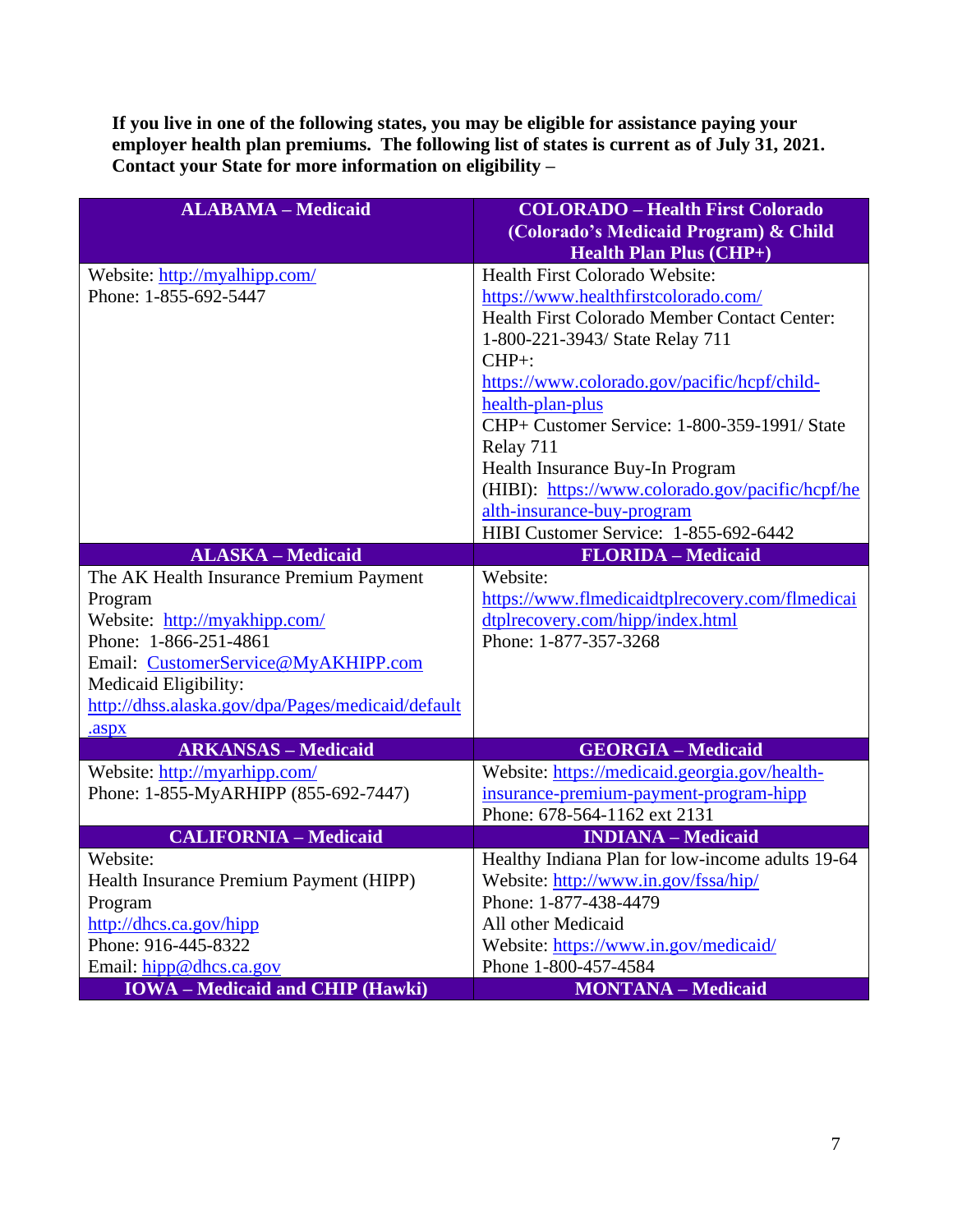**If you live in one of the following states, you may be eligible for assistance paying your employer health plan premiums. The following list of states is current as of July 31, 2021. Contact your State for more information on eligibility –**

| **ALABAMA – Medicaid** | **COLORADO – Health First Colorado (Colorado's Medicaid Program) & Child Health Plan Plus (CHP+)** |
|---|---|
| Website: http://myalhipp.com/<br>Phone: 1-855-692-5447 | Health First Colorado Website: https://www.healthfirstcolorado.com/<br>Health First Colorado Member Contact Center: 1-800-221-3943/ State Relay 711<br>CHP+: https://www.colorado.gov/pacific/hcpf/child-health-plan-plus<br>CHP+ Customer Service: 1-800-359-1991/ State Relay 711<br>Health Insurance Buy-In Program (HIBI): https://www.colorado.gov/pacific/hcpf/health-insurance-buy-program<br>HIBI Customer Service: 1-855-692-6442 |
| **ALASKA – Medicaid** | **FLORIDA – Medicaid** |
| The AK Health Insurance Premium Payment Program<br>Website: http://myakhipp.com/<br>Phone: 1-866-251-4861<br>Email: CustomerService@MyAKHIPP.com<br>Medicaid Eligibility: http://dhss.alaska.gov/dpa/Pages/medicaid/default.aspx | Website: https://www.flmedicaidtplrecovery.com/flmedicaidtplrecovery.com/hipp/index.html<br>Phone: 1-877-357-3268 |
| **ARKANSAS – Medicaid** | **GEORGIA – Medicaid** |
| Website: http://myarhipp.com/<br>Phone: 1-855-MyARHIPP (855-692-7447) | Website: https://medicaid.georgia.gov/health-insurance-premium-payment-program-hipp<br>Phone: 678-564-1162 ext 2131 |
| **CALIFORNIA – Medicaid** | **INDIANA – Medicaid** |
| Website:<br>Health Insurance Premium Payment (HIPP) Program<br>http://dhcs.ca.gov/hipp<br>Phone: 916-445-8322<br>Email: hipp@dhcs.ca.gov | Healthy Indiana Plan for low-income adults 19-64<br>Website: http://www.in.gov/fssa/hip/<br>Phone: 1-877-438-4479<br>All other Medicaid<br>Website: https://www.in.gov/medicaid/<br>Phone 1-800-457-4584 |
| **IOWA – Medicaid and CHIP (Hawki)** | **MONTANA – Medicaid** |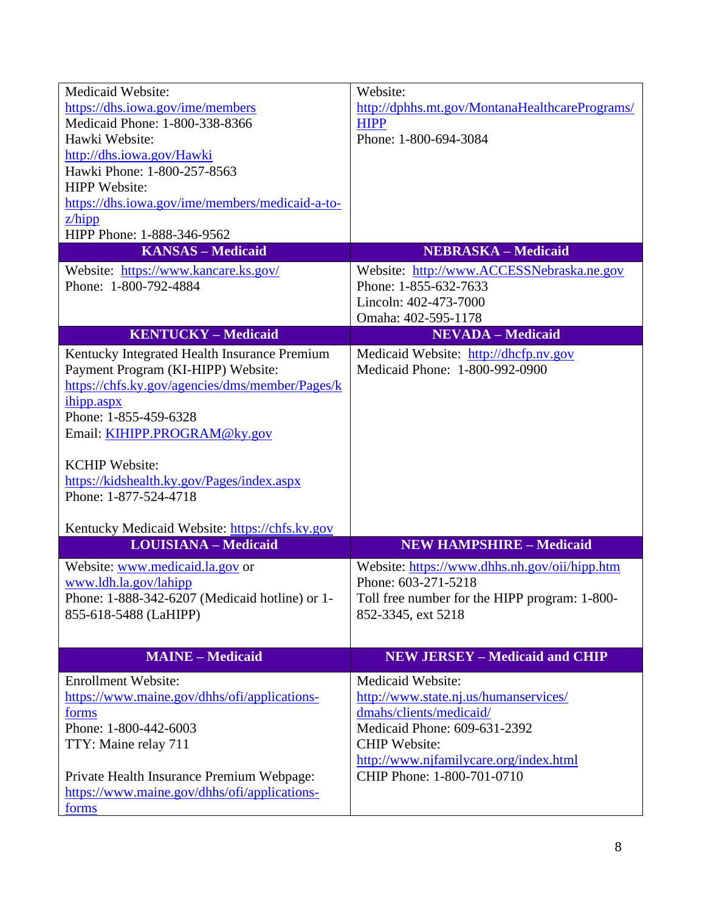| | |
|---|---|
| Medicaid Website: https://dhs.iowa.gov/ime/members<br>Medicaid Phone: 1-800-338-8366<br>Hawki Website: http://dhs.iowa.gov/Hawki<br>Hawki Phone: 1-800-257-8563<br>HIPP Website: https://dhs.iowa.gov/ime/members/medicaid-a-to-z/hipp<br>HIPP Phone: 1-888-346-9562 | Website: http://dphhs.mt.gov/MontanaHealthcarePrograms/HIPP<br>Phone: 1-800-694-3084 |
| **KANSAS – Medicaid** | **NEBRASKA – Medicaid** |
| Website: https://www.kancare.ks.gov/<br>Phone: 1-800-792-4884 | Website: http://www.ACCESSNebraska.ne.gov<br>Phone: 1-855-632-7633<br>Lincoln: 402-473-7000<br>Omaha: 402-595-1178 |
| **KENTUCKY – Medicaid** | **NEVADA – Medicaid** |
| Kentucky Integrated Health Insurance Premium Payment Program (KI-HIPP) Website: https://chfs.ky.gov/agencies/dms/member/Pages/kihipp.aspx<br>Phone: 1-855-459-6328<br>Email: KIHIPP.PROGRAM@ky.gov<br><br>KCHIP Website: https://kidshealth.ky.gov/Pages/index.aspx<br>Phone: 1-877-524-4718<br><br>Kentucky Medicaid Website: https://chfs.ky.gov | Medicaid Website: http://dhcfp.nv.gov<br>Medicaid Phone: 1-800-992-0900 |
| **LOUISIANA – Medicaid** | **NEW HAMPSHIRE – Medicaid** |
| Website: www.medicaid.la.gov or www.ldh.la.gov/lahipp<br>Phone: 1-888-342-6207 (Medicaid hotline) or 1-855-618-5488 (LaHIPP) | Website: https://www.dhhs.nh.gov/oii/hipp.htm<br>Phone: 603-271-5218<br>Toll free number for the HIPP program: 1-800-852-3345, ext 5218 |
| **MAINE – Medicaid** | **NEW JERSEY – Medicaid and CHIP** |
| Enrollment Website: https://www.maine.gov/dhhs/ofi/applications-forms<br>Phone: 1-800-442-6003<br>TTY: Maine relay 711<br><br>Private Health Insurance Premium Webpage: https://www.maine.gov/dhhs/ofi/applications-forms | Medicaid Website: http://www.state.nj.us/humanservices/dmahs/clients/medicaid/<br>Medicaid Phone: 609-631-2392<br>CHIP Website: http://www.njfamilycare.org/index.html<br>CHIP Phone: 1-800-701-0710 |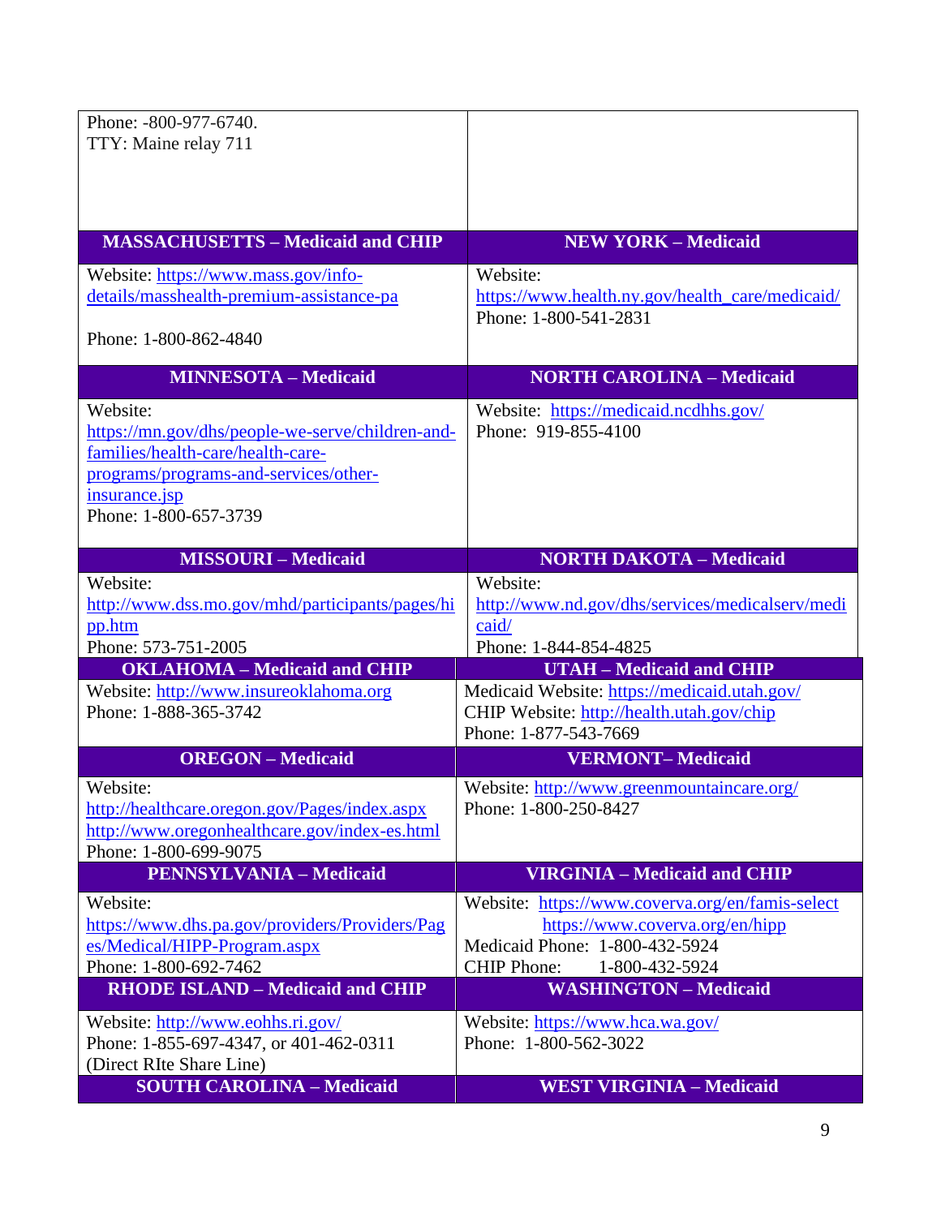| | |
|---|---|
| Phone: -800-977-6740.<br>TTY: Maine relay 711 | |
| **MASSACHUSETTS – Medicaid and CHIP** | **NEW YORK – Medicaid** |
| Website: https://www.mass.gov/info-details/masshealth-premium-assistance-pa<br><br>Phone: 1-800-862-4840 | Website:<br>https://www.health.ny.gov/health_care/medicaid/<br>Phone: 1-800-541-2831 |
| **MINNESOTA – Medicaid** | **NORTH CAROLINA – Medicaid** |
| Website:<br>https://mn.gov/dhs/people-we-serve/children-and-families/health-care/health-care-programs/programs-and-services/other-insurance.jsp<br>Phone: 1-800-657-3739 | Website: https://medicaid.ncdhhs.gov/<br>Phone: 919-855-4100 |
| **MISSOURI – Medicaid** | **NORTH DAKOTA – Medicaid** |
| Website:<br>http://www.dss.mo.gov/mhd/participants/pages/hipp.htm<br>Phone: 573-751-2005 | Website:<br>http://www.nd.gov/dhs/services/medicalserv/medicaid/<br>Phone: 1-844-854-4825 |
| **OKLAHOMA – Medicaid and CHIP** | **UTAH – Medicaid and CHIP** |
| Website: http://www.insureoklahoma.org<br>Phone: 1-888-365-3742 | Medicaid Website: https://medicaid.utah.gov/<br>CHIP Website: http://health.utah.gov/chip<br>Phone: 1-877-543-7669 |
| **OREGON – Medicaid** | **VERMONT– Medicaid** |
| Website:<br>http://healthcare.oregon.gov/Pages/index.aspx<br>http://www.oregonhealthcare.gov/index-es.html<br>Phone: 1-800-699-9075 | Website: http://www.greenmountaincare.org/<br>Phone: 1-800-250-8427 |
| **PENNSYLVANIA – Medicaid** | **VIRGINIA – Medicaid and CHIP** |
| Website:<br>https://www.dhs.pa.gov/providers/Providers/Pages/Medical/HIPP-Program.aspx<br>Phone: 1-800-692-7462 | Website: https://www.coverva.org/en/famis-select<br>https://www.coverva.org/en/hipp<br>Medicaid Phone: 1-800-432-5924<br>CHIP Phone: 1-800-432-5924 |
| **RHODE ISLAND – Medicaid and CHIP** | **WASHINGTON – Medicaid** |
| Website: http://www.eohhs.ri.gov/<br>Phone: 1-855-697-4347, or 401-462-0311 (Direct RIte Share Line) | Website: https://www.hca.wa.gov/<br>Phone: 1-800-562-3022 |
| **SOUTH CAROLINA – Medicaid** | **WEST VIRGINIA – Medicaid** |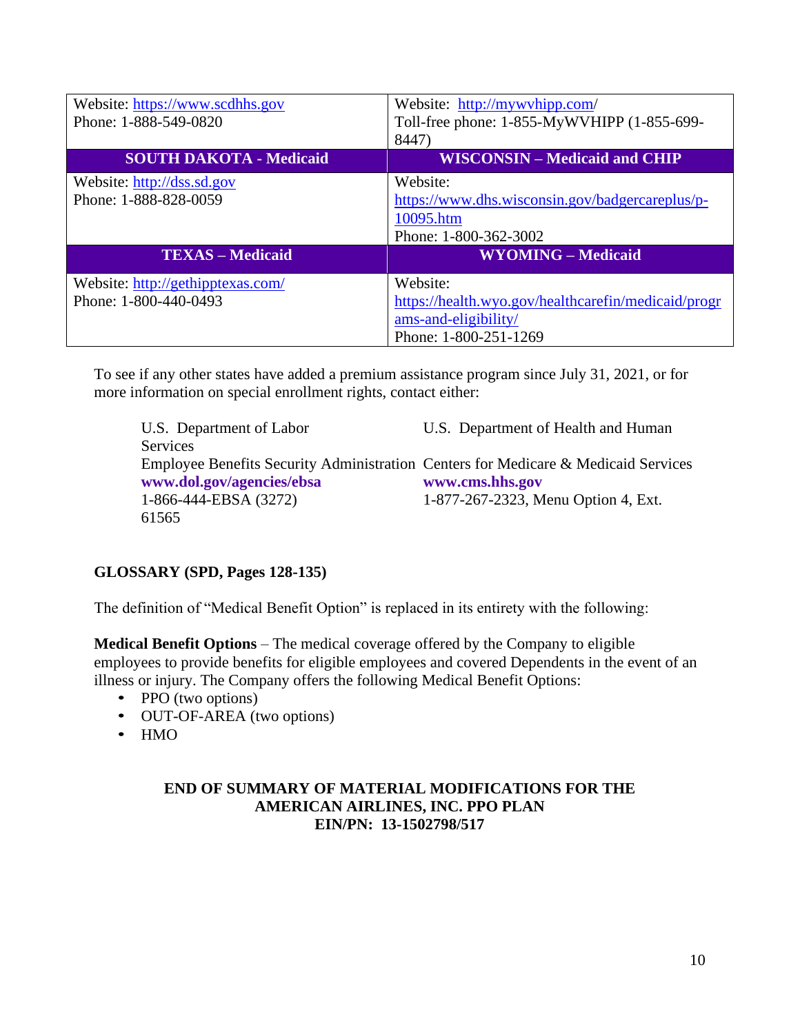| | |
|---|---|
| Website: https://www.scdhhs.gov<br>Phone: 1-888-549-0820 | Website: http://mywvhipp.com/<br>Toll-free phone: 1-855-MyWVHIPP (1-855-699-8447) |
| **SOUTH DAKOTA - Medicaid** | **WISCONSIN – Medicaid and CHIP** |
| Website: http://dss.sd.gov<br>Phone: 1-888-828-0059 | Website: https://www.dhs.wisconsin.gov/badgercareplus/p-10095.htm<br>Phone: 1-800-362-3002 |
| **TEXAS – Medicaid** | **WYOMING – Medicaid** |
| Website: http://gethipptexas.com/<br>Phone: 1-800-440-0493 | Website: https://health.wyo.gov/healthcarefin/medicaid/programs-and-eligibility/<br>Phone: 1-800-251-1269 |

To see if any other states have added a premium assistance program since July 31, 2021, or for more information on special enrollment rights, contact either:

U.S. Department of Labor
Employee Benefits Security Administration
**www.dol.gov/agencies/ebsa**
1-866-444-EBSA (3272)

U.S. Department of Health and Human Services
Centers for Medicare & Medicaid Services
**www.cms.hhs.gov**
1-877-267-2323, Menu Option 4, Ext. 61565

**GLOSSARY (SPD, Pages 128-135)**

The definition of "Medical Benefit Option" is replaced in its entirety with the following:

**Medical Benefit Options** – The medical coverage offered by the Company to eligible employees to provide benefits for eligible employees and covered Dependents in the event of an illness or injury. The Company offers the following Medical Benefit Options:

- PPO (two options)
- OUT-OF-AREA (two options)
- HMO

**END OF SUMMARY OF MATERIAL MODIFICATIONS FOR THE AMERICAN AIRLINES, INC. PPO PLAN**
**EIN/PN: 13-1502798/517**